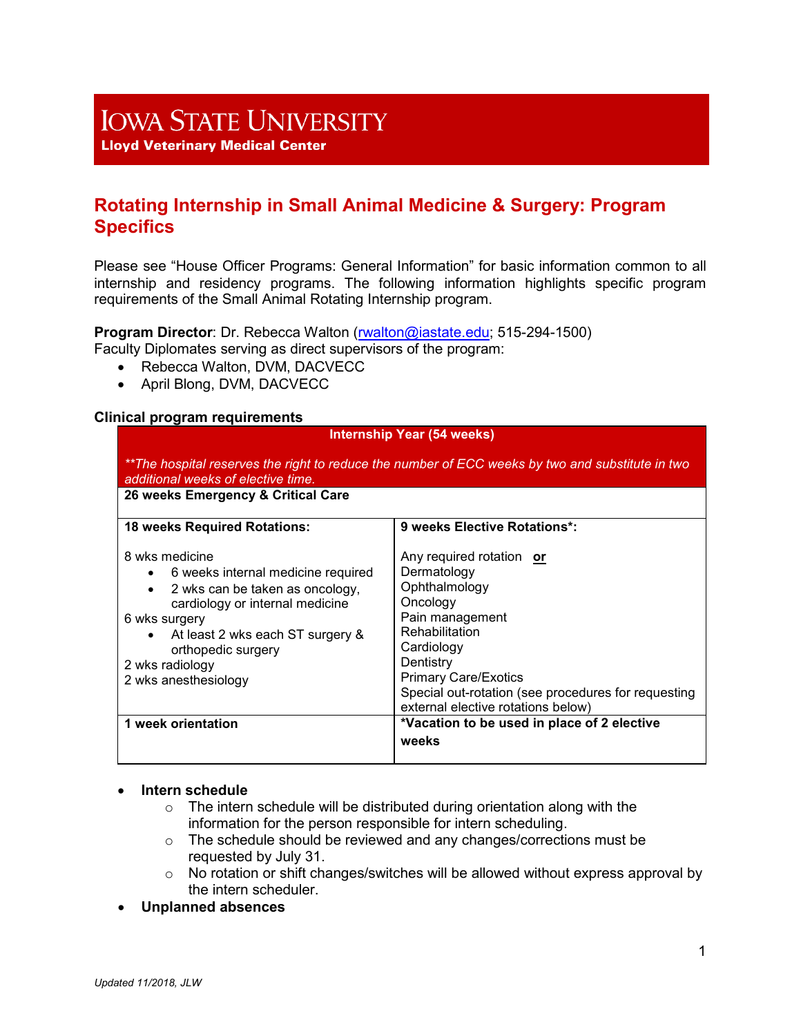# Iowa State University

**Lloyd Veterinary Medical Center**

## Rotating Internship in Small Animal Medicine & Surgery: Program Specifics

Please see "House Officer Programs: General Information" for basic information common to all internship and residency programs. The following information highlights specific program requirements of the Small Animal Rotating Internship program.

**Program Director**: Dr. Rebecca Walton (rwalton@iastate.edu; 515-294-1500)
Faculty Diplomates serving as direct supervisors of the program:

- Rebecca Walton, DVM, DACVECC
- April Blong, DVM, DACVECC

**Clinical program requirements**

| **Internship Year (54 weeks)**<br><br>*\*\*The hospital reserves the right to reduce the number of ECC weeks by two and substitute in two additional weeks of elective time.* | |
|---|---|
| **26 weeks Emergency & Critical Care** | |
| **18 weeks Required Rotations:**<br><br>8 wks medicine<br>• 6 weeks internal medicine required<br>• 2 wks can be taken as oncology, cardiology or internal medicine<br>6 wks surgery<br>• At least 2 wks each ST surgery & orthopedic surgery<br>2 wks radiology<br>2 wks anesthesiology | **9 weeks Elective Rotations\*:**<br><br>Any required rotation **or**<br>Dermatology<br>Ophthalmology<br>Oncology<br>Pain management<br>Rehabilitation<br>Cardiology<br>Dentistry<br>Primary Care/Exotics<br>Special out-rotation (see procedures for requesting external elective rotations below) |
| **1 week orientation** | **\*Vacation to be used in place of 2 elective weeks** |

- **Intern schedule**
  - The intern schedule will be distributed during orientation along with the information for the person responsible for intern scheduling.
  - The schedule should be reviewed and any changes/corrections must be requested by July 31.
  - No rotation or shift changes/switches will be allowed without express approval by the intern scheduler.
- **Unplanned absences**

*Updated 11/2018, JLW*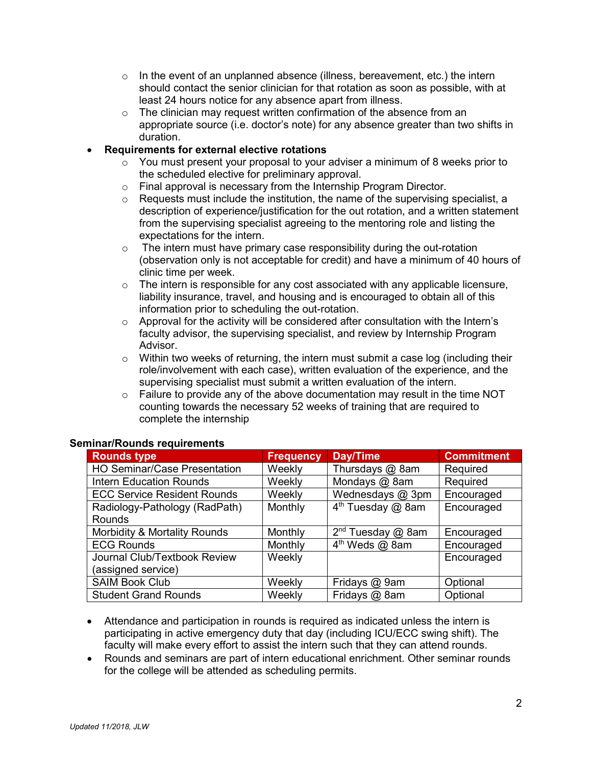- In the event of an unplanned absence (illness, bereavement, etc.) the intern should contact the senior clinician for that rotation as soon as possible, with at least 24 hours notice for any absence apart from illness.
- The clinician may request written confirmation of the absence from an appropriate source (i.e. doctor's note) for any absence greater than two shifts in duration.

- **Requirements for external elective rotations**
  - You must present your proposal to your adviser a minimum of 8 weeks prior to the scheduled elective for preliminary approval.
  - Final approval is necessary from the Internship Program Director.
  - Requests must include the institution, the name of the supervising specialist, a description of experience/justification for the out rotation, and a written statement from the supervising specialist agreeing to the mentoring role and listing the expectations for the intern.
  - The intern must have primary case responsibility during the out-rotation (observation only is not acceptable for credit) and have a minimum of 40 hours of clinic time per week.
  - The intern is responsible for any cost associated with any applicable licensure, liability insurance, travel, and housing and is encouraged to obtain all of this information prior to scheduling the out-rotation.
  - Approval for the activity will be considered after consultation with the Intern's faculty advisor, the supervising specialist, and review by Internship Program Advisor.
  - Within two weeks of returning, the intern must submit a case log (including their role/involvement with each case), written evaluation of the experience, and the supervising specialist must submit a written evaluation of the intern.
  - Failure to provide any of the above documentation may result in the time NOT counting towards the necessary 52 weeks of training that are required to complete the internship

**Seminar/Rounds requirements**

| Rounds type | Frequency | Day/Time | Commitment |
|---|---|---|---|
| HO Seminar/Case Presentation | Weekly | Thursdays @ 8am | Required |
| Intern Education Rounds | Weekly | Mondays @ 8am | Required |
| ECC Service Resident Rounds | Weekly | Wednesdays @ 3pm | Encouraged |
| Radiology-Pathology (RadPath) Rounds | Monthly | 4th Tuesday @ 8am | Encouraged |
| Morbidity & Mortality Rounds | Monthly | 2nd Tuesday @ 8am | Encouraged |
| ECG Rounds | Monthly | 4th Weds @ 8am | Encouraged |
| Journal Club/Textbook Review (assigned service) | Weekly | | Encouraged |
| SAIM Book Club | Weekly | Fridays @ 9am | Optional |
| Student Grand Rounds | Weekly | Fridays @ 8am | Optional |

- Attendance and participation in rounds is required as indicated unless the intern is participating in active emergency duty that day (including ICU/ECC swing shift). The faculty will make every effort to assist the intern such that they can attend rounds.
- Rounds and seminars are part of intern educational enrichment. Other seminar rounds for the college will be attended as scheduling permits.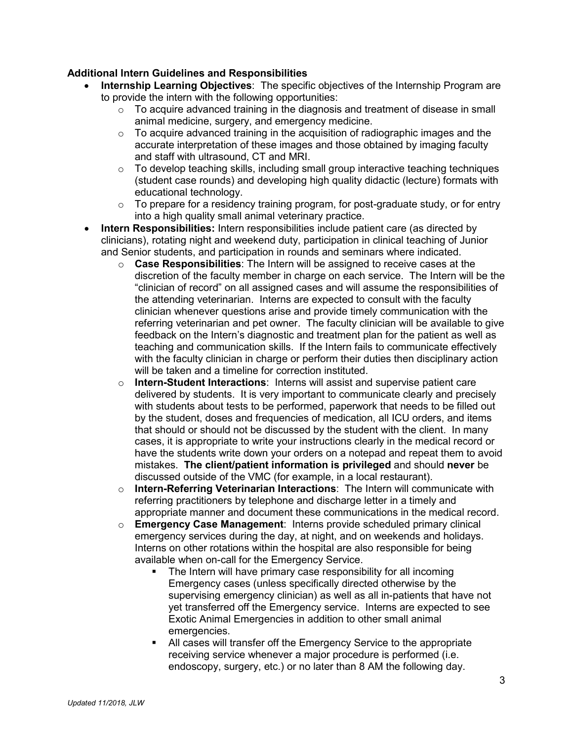**Additional Intern Guidelines and Responsibilities**

- **Internship Learning Objectives**: The specific objectives of the Internship Program are to provide the intern with the following opportunities:
    - To acquire advanced training in the diagnosis and treatment of disease in small animal medicine, surgery, and emergency medicine.
    - To acquire advanced training in the acquisition of radiographic images and the accurate interpretation of these images and those obtained by imaging faculty and staff with ultrasound, CT and MRI.
    - To develop teaching skills, including small group interactive teaching techniques (student case rounds) and developing high quality didactic (lecture) formats with educational technology.
    - To prepare for a residency training program, for post-graduate study, or for entry into a high quality small animal veterinary practice.
- **Intern Responsibilities:** Intern responsibilities include patient care (as directed by clinicians), rotating night and weekend duty, participation in clinical teaching of Junior and Senior students, and participation in rounds and seminars where indicated.
    - **Case Responsibilities**: The Intern will be assigned to receive cases at the discretion of the faculty member in charge on each service. The Intern will be the "clinician of record" on all assigned cases and will assume the responsibilities of the attending veterinarian. Interns are expected to consult with the faculty clinician whenever questions arise and provide timely communication with the referring veterinarian and pet owner. The faculty clinician will be available to give feedback on the Intern's diagnostic and treatment plan for the patient as well as teaching and communication skills. If the Intern fails to communicate effectively with the faculty clinician in charge or perform their duties then disciplinary action will be taken and a timeline for correction instituted.
    - **Intern-Student Interactions**: Interns will assist and supervise patient care delivered by students. It is very important to communicate clearly and precisely with students about tests to be performed, paperwork that needs to be filled out by the student, doses and frequencies of medication, all ICU orders, and items that should or should not be discussed by the student with the client. In many cases, it is appropriate to write your instructions clearly in the medical record or have the students write down your orders on a notepad and repeat them to avoid mistakes. **The client/patient information is privileged** and should **never** be discussed outside of the VMC (for example, in a local restaurant).
    - **Intern-Referring Veterinarian Interactions**: The Intern will communicate with referring practitioners by telephone and discharge letter in a timely and appropriate manner and document these communications in the medical record.
    - **Emergency Case Management**: Interns provide scheduled primary clinical emergency services during the day, at night, and on weekends and holidays. Interns on other rotations within the hospital are also responsible for being available when on-call for the Emergency Service.
        - The Intern will have primary case responsibility for all incoming Emergency cases (unless specifically directed otherwise by the supervising emergency clinician) as well as all in-patients that have not yet transferred off the Emergency service. Interns are expected to see Exotic Animal Emergencies in addition to other small animal emergencies.
        - All cases will transfer off the Emergency Service to the appropriate receiving service whenever a major procedure is performed (i.e. endoscopy, surgery, etc.) or no later than 8 AM the following day.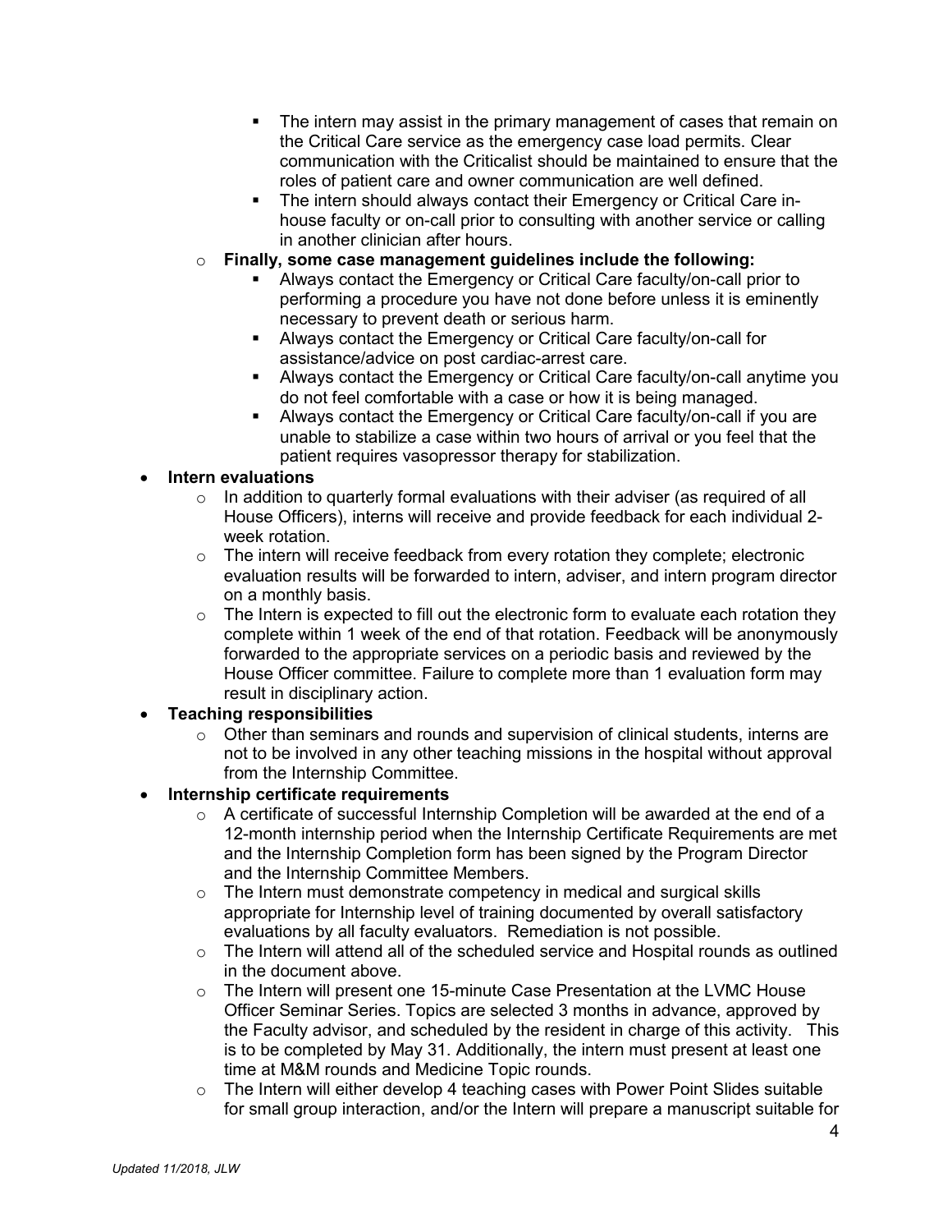- The intern may assist in the primary management of cases that remain on the Critical Care service as the emergency case load permits. Clear communication with the Criticalist should be maintained to ensure that the roles of patient care and owner communication are well defined.
    - The intern should always contact their Emergency or Critical Care in-house faculty or on-call prior to consulting with another service or calling in another clinician after hours.
  - **Finally, some case management guidelines include the following:**
    - Always contact the Emergency or Critical Care faculty/on-call prior to performing a procedure you have not done before unless it is eminently necessary to prevent death or serious harm.
    - Always contact the Emergency or Critical Care faculty/on-call for assistance/advice on post cardiac-arrest care.
    - Always contact the Emergency or Critical Care faculty/on-call anytime you do not feel comfortable with a case or how it is being managed.
    - Always contact the Emergency or Critical Care faculty/on-call if you are unable to stabilize a case within two hours of arrival or you feel that the patient requires vasopressor therapy for stabilization.

- **Intern evaluations**
  - In addition to quarterly formal evaluations with their adviser (as required of all House Officers), interns will receive and provide feedback for each individual 2-week rotation.
  - The intern will receive feedback from every rotation they complete; electronic evaluation results will be forwarded to intern, adviser, and intern program director on a monthly basis.
  - The Intern is expected to fill out the electronic form to evaluate each rotation they complete within 1 week of the end of that rotation. Feedback will be anonymously forwarded to the appropriate services on a periodic basis and reviewed by the House Officer committee. Failure to complete more than 1 evaluation form may result in disciplinary action.
- **Teaching responsibilities**
  - Other than seminars and rounds and supervision of clinical students, interns are not to be involved in any other teaching missions in the hospital without approval from the Internship Committee.
- **Internship certificate requirements**
  - A certificate of successful Internship Completion will be awarded at the end of a 12-month internship period when the Internship Certificate Requirements are met and the Internship Completion form has been signed by the Program Director and the Internship Committee Members.
  - The Intern must demonstrate competency in medical and surgical skills appropriate for Internship level of training documented by overall satisfactory evaluations by all faculty evaluators. Remediation is not possible.
  - The Intern will attend all of the scheduled service and Hospital rounds as outlined in the document above.
  - The Intern will present one 15-minute Case Presentation at the LVMC House Officer Seminar Series. Topics are selected 3 months in advance, approved by the Faculty advisor, and scheduled by the resident in charge of this activity. This is to be completed by May 31. Additionally, the intern must present at least one time at M&M rounds and Medicine Topic rounds.
  - The Intern will either develop 4 teaching cases with Power Point Slides suitable for small group interaction, and/or the Intern will prepare a manuscript suitable for

*Updated 11/2018, JLW*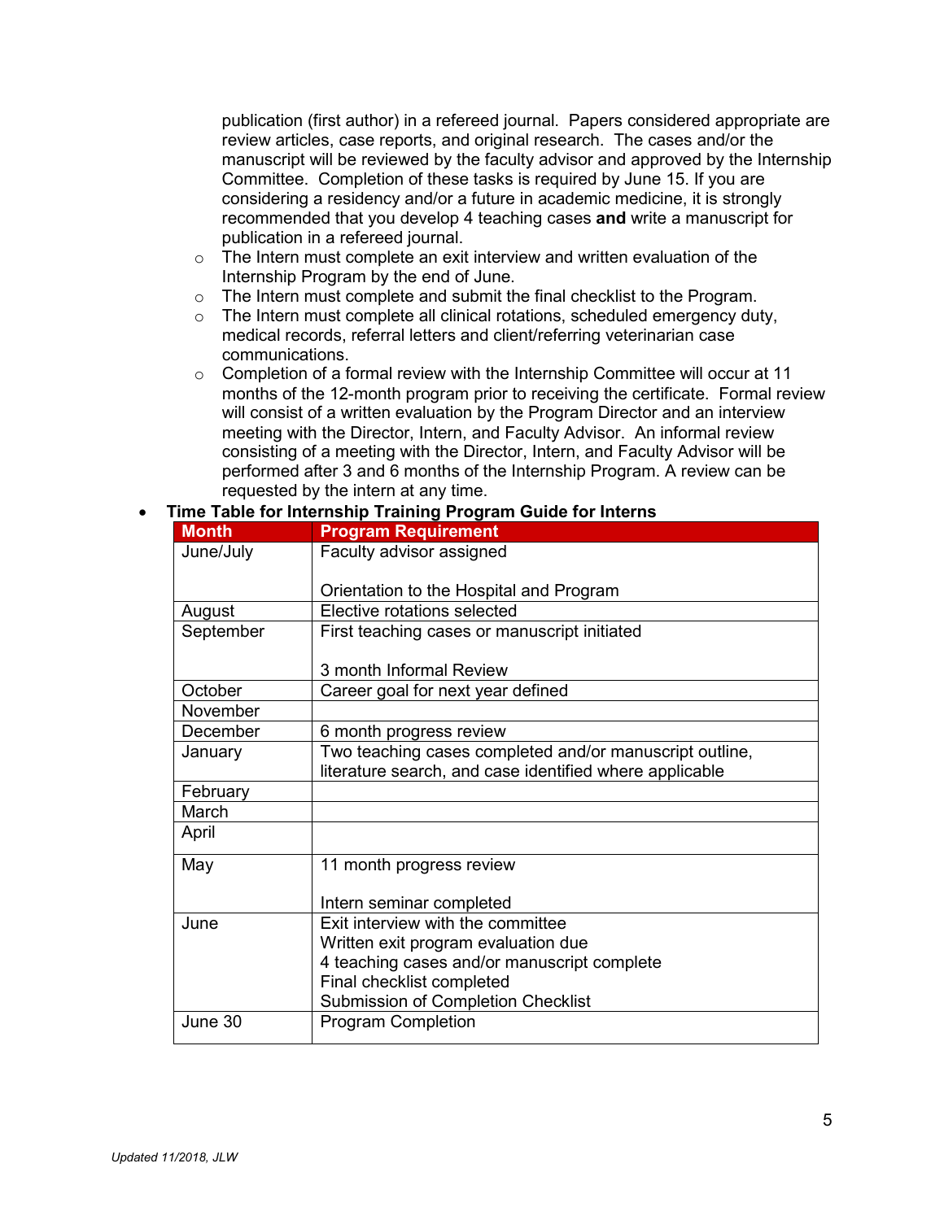publication (first author) in a refereed journal. Papers considered appropriate are review articles, case reports, and original research. The cases and/or the manuscript will be reviewed by the faculty advisor and approved by the Internship Committee. Completion of these tasks is required by June 15. If you are considering a residency and/or a future in academic medicine, it is strongly recommended that you develop 4 teaching cases **and** write a manuscript for publication in a refereed journal.

  - The Intern must complete an exit interview and written evaluation of the Internship Program by the end of June.
  - The Intern must complete and submit the final checklist to the Program.
  - The Intern must complete all clinical rotations, scheduled emergency duty, medical records, referral letters and client/referring veterinarian case communications.
  - Completion of a formal review with the Internship Committee will occur at 11 months of the 12-month program prior to receiving the certificate. Formal review will consist of a written evaluation by the Program Director and an interview meeting with the Director, Intern, and Faculty Advisor. An informal review consisting of a meeting with the Director, Intern, and Faculty Advisor will be performed after 3 and 6 months of the Internship Program. A review can be requested by the intern at any time.

- **Time Table for Internship Training Program Guide for Interns**

| Month | Program Requirement |
|---|---|
| June/July | Faculty advisor assigned<br><br>Orientation to the Hospital and Program |
| August | Elective rotations selected |
| September | First teaching cases or manuscript initiated<br><br>3 month Informal Review |
| October | Career goal for next year defined |
| November | |
| December | 6 month progress review |
| January | Two teaching cases completed and/or manuscript outline, literature search, and case identified where applicable |
| February | |
| March | |
| April | |
| May | 11 month progress review<br><br>Intern seminar completed |
| June | Exit interview with the committee<br>Written exit program evaluation due<br>4 teaching cases and/or manuscript complete<br>Final checklist completed<br>Submission of Completion Checklist |
| June 30 | Program Completion |

*Updated 11/2018, JLW*